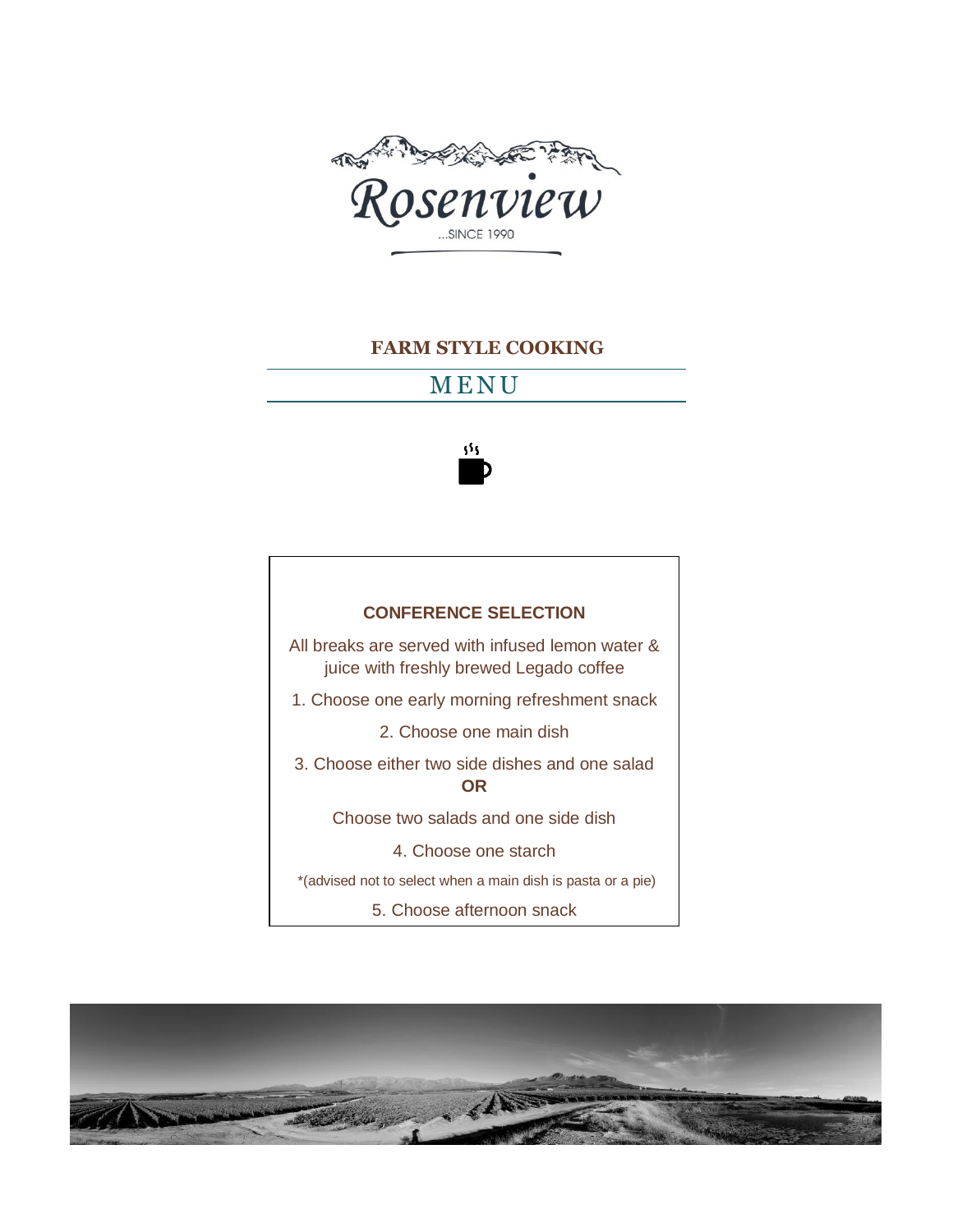Rosenview

...SINCE 1990

# FARM STYLE COOKING

## MENU

### CONFERENCE SELECTION

All breaks are served with infused lemon water & juice with freshly brewed Legado coffee

1. Choose one early morning refreshment snack

2. Choose one main dish

3. Choose either two side dishes and one salad
**OR**
Choose two salads and one side dish

4. Choose one starch
*(advised not to select when a main dish is pasta or a pie)

5. Choose afternoon snack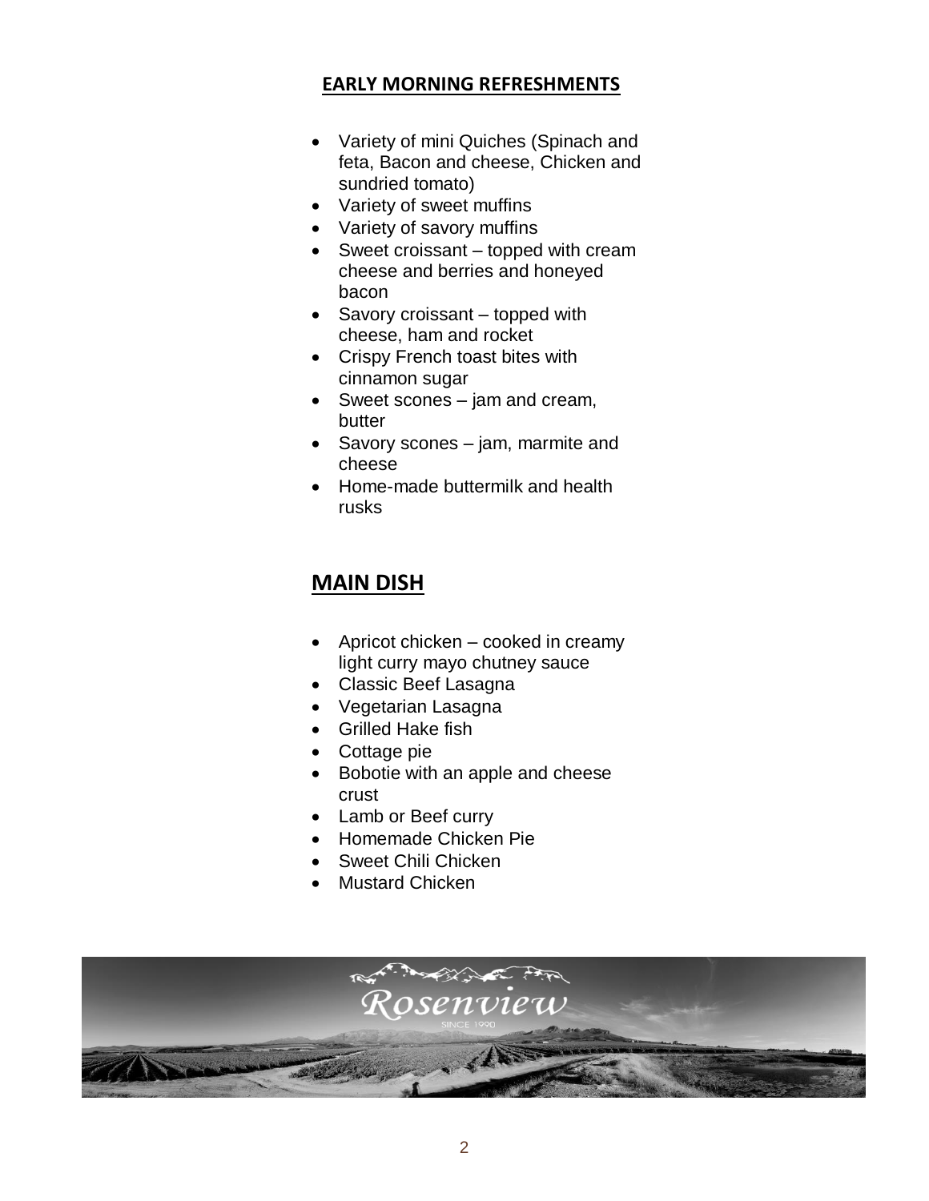## EARLY MORNING REFRESHMENTS

- Variety of mini Quiches (Spinach and feta, Bacon and cheese, Chicken and sundried tomato)
- Variety of sweet muffins
- Variety of savory muffins
- Sweet croissant – topped with cream cheese and berries and honeyed bacon
- Savory croissant – topped with cheese, ham and rocket
- Crispy French toast bites with cinnamon sugar
- Sweet scones – jam and cream, butter
- Savory scones – jam, marmite and cheese
- Home-made buttermilk and health rusks

## MAIN DISH

- Apricot chicken – cooked in creamy light curry mayo chutney sauce
- Classic Beef Lasagna
- Vegetarian Lasagna
- Grilled Hake fish
- Cottage pie
- Bobotie with an apple and cheese crust
- Lamb or Beef curry
- Homemade Chicken Pie
- Sweet Chili Chicken
- Mustard Chicken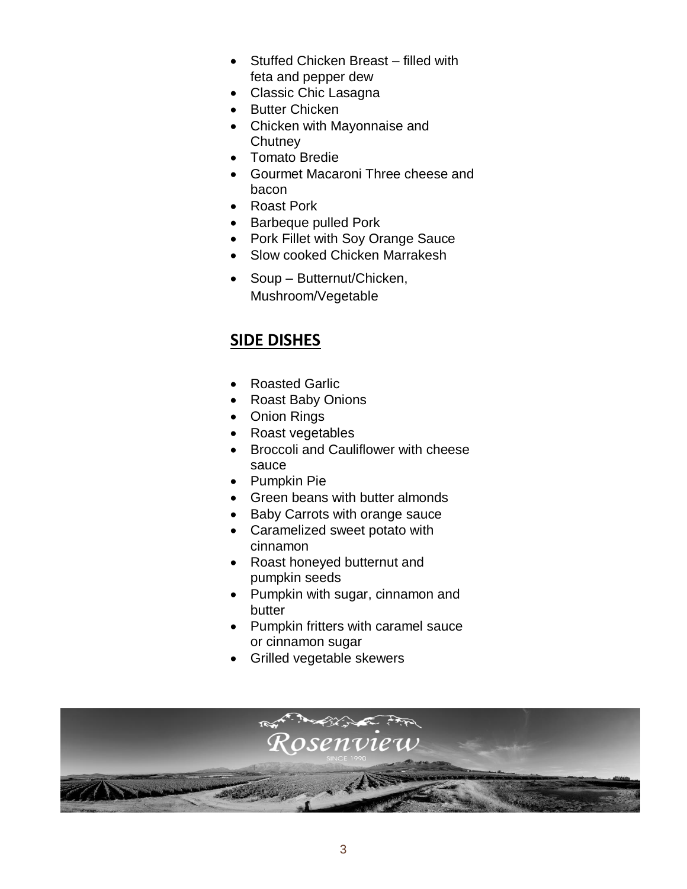- Stuffed Chicken Breast – filled with feta and pepper dew
- Classic Chic Lasagna
- Butter Chicken
- Chicken with Mayonnaise and Chutney
- Tomato Bredie
- Gourmet Macaroni Three cheese and bacon
- Roast Pork
- Barbeque pulled Pork
- Pork Fillet with Soy Orange Sauce
- Slow cooked Chicken Marrakesh
- Soup – Butternut/Chicken, Mushroom/Vegetable

## SIDE DISHES

- Roasted Garlic
- Roast Baby Onions
- Onion Rings
- Roast vegetables
- Broccoli and Cauliflower with cheese sauce
- Pumpkin Pie
- Green beans with butter almonds
- Baby Carrots with orange sauce
- Caramelized sweet potato with cinnamon
- Roast honeyed butternut and pumpkin seeds
- Pumpkin with sugar, cinnamon and butter
- Pumpkin fritters with caramel sauce or cinnamon sugar
- Grilled vegetable skewers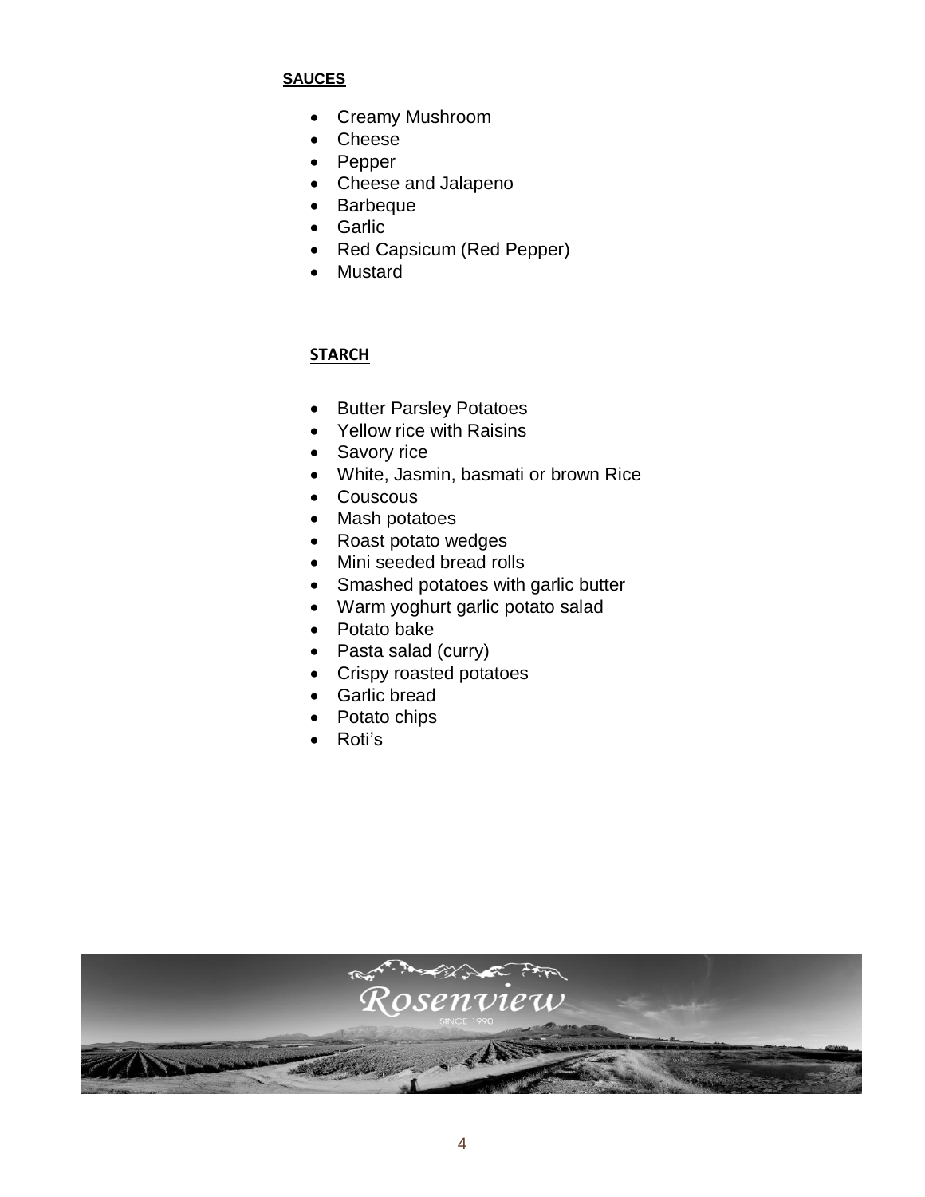**SAUCES**

- Creamy Mushroom
- Cheese
- Pepper
- Cheese and Jalapeno
- Barbeque
- Garlic
- Red Capsicum (Red Pepper)
- Mustard

**STARCH**

- Butter Parsley Potatoes
- Yellow rice with Raisins
- Savory rice
- White, Jasmin, basmati or brown Rice
- Couscous
- Mash potatoes
- Roast potato wedges
- Mini seeded bread rolls
- Smashed potatoes with garlic butter
- Warm yoghurt garlic potato salad
- Potato bake
- Pasta salad (curry)
- Crispy roasted potatoes
- Garlic bread
- Potato chips
- Roti's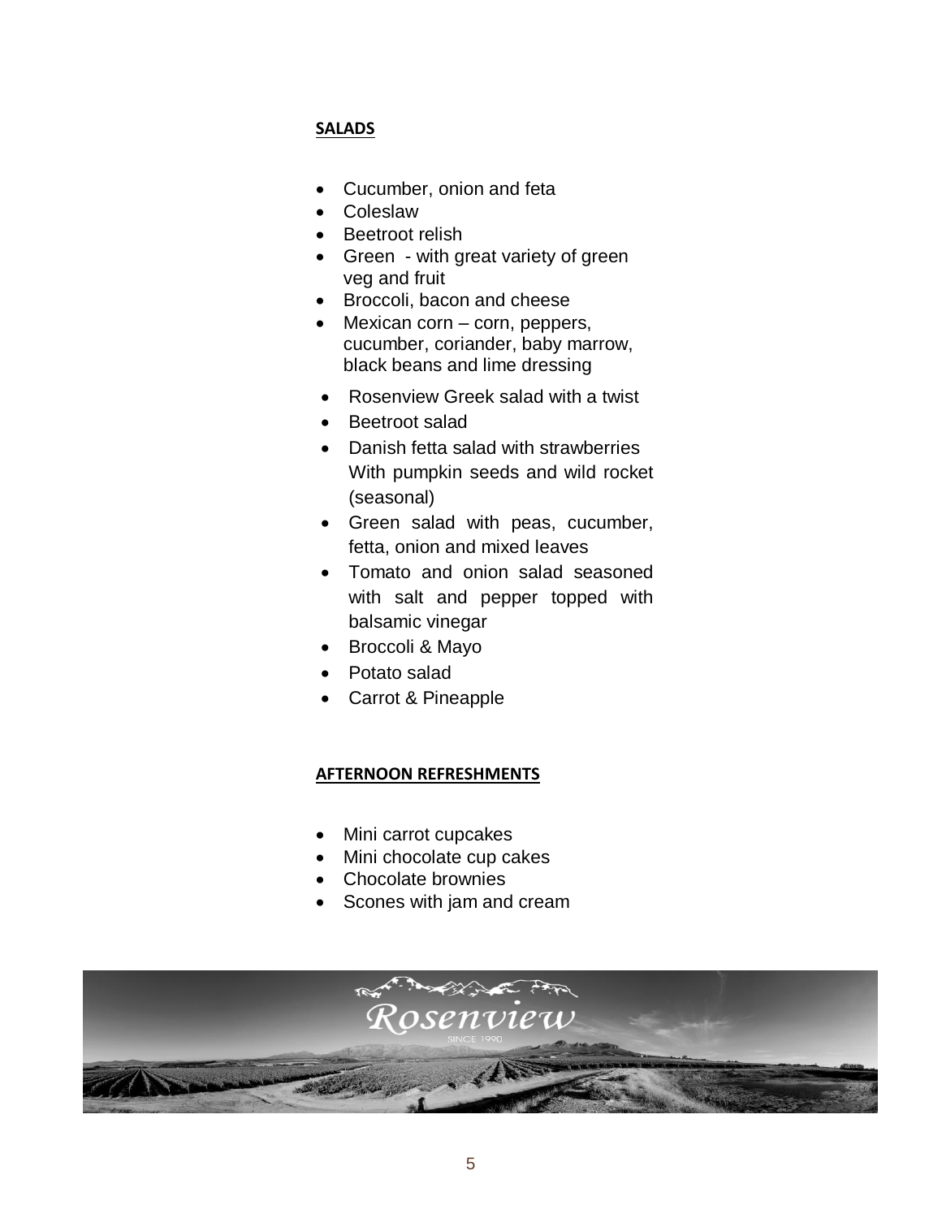**SALADS**

- Cucumber, onion and feta
- Coleslaw
- Beetroot relish
- Green - with great variety of green veg and fruit
- Broccoli, bacon and cheese
- Mexican corn – corn, peppers, cucumber, coriander, baby marrow, black beans and lime dressing
- Rosenview Greek salad with a twist
- Beetroot salad
- Danish fetta salad with strawberries With pumpkin seeds and wild rocket (seasonal)
- Green salad with peas, cucumber, fetta, onion and mixed leaves
- Tomato and onion salad seasoned with salt and pepper topped with balsamic vinegar
- Broccoli & Mayo
- Potato salad
- Carrot & Pineapple

**AFTERNOON REFRESHMENTS**

- Mini carrot cupcakes
- Mini chocolate cup cakes
- Chocolate brownies
- Scones with jam and cream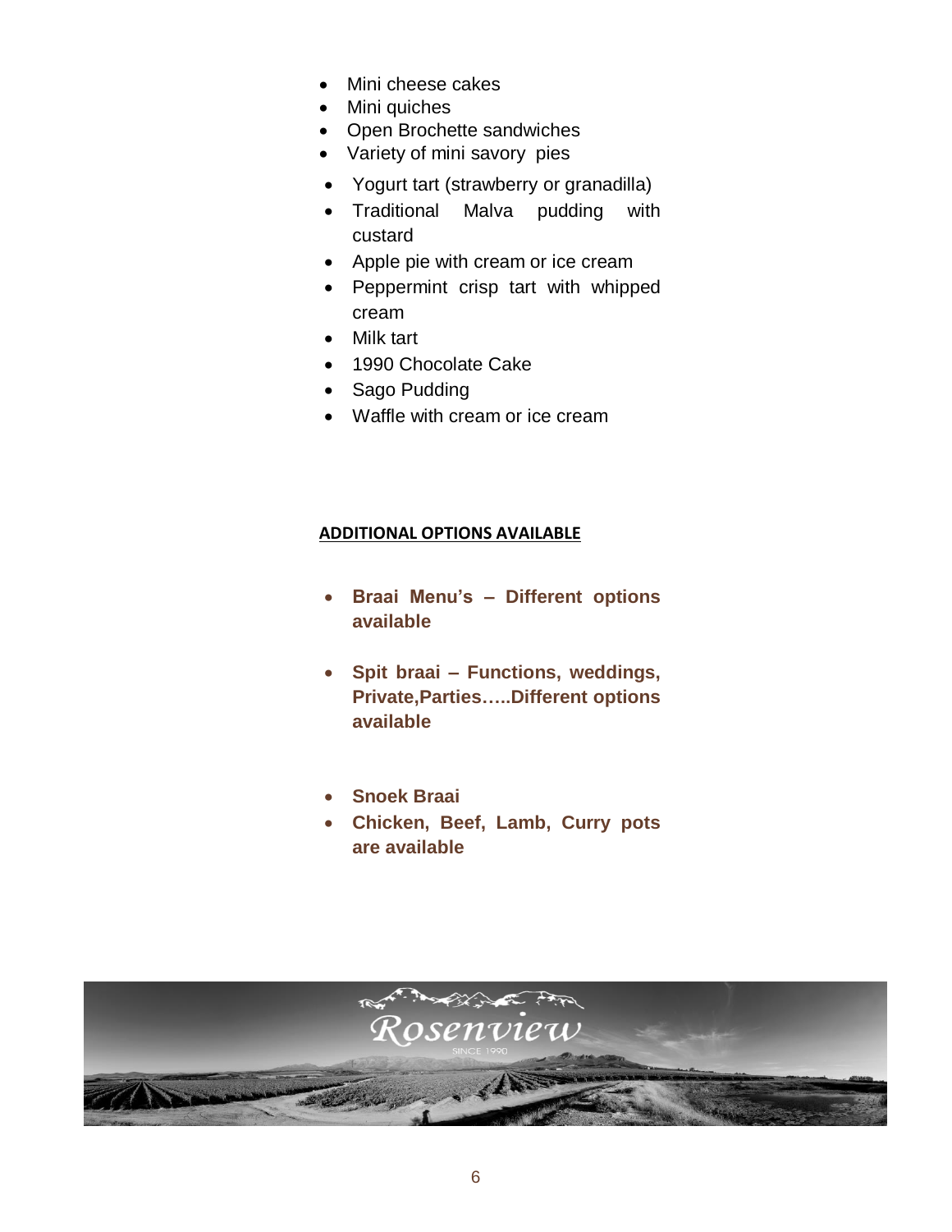- Mini cheese cakes
- Mini quiches
- Open Brochette sandwiches
- Variety of mini savory pies
- Yogurt tart (strawberry or granadilla)
- Traditional Malva pudding with custard
- Apple pie with cream or ice cream
- Peppermint crisp tart with whipped cream
- Milk tart
- 1990 Chocolate Cake
- Sago Pudding
- Waffle with cream or ice cream

**ADDITIONAL OPTIONS AVAILABLE**

- **Braai Menu's – Different options available**
- **Spit braai – Functions, weddings, Private,Parties…..Different options available**
- **Snoek Braai**
- **Chicken, Beef, Lamb, Curry pots are available**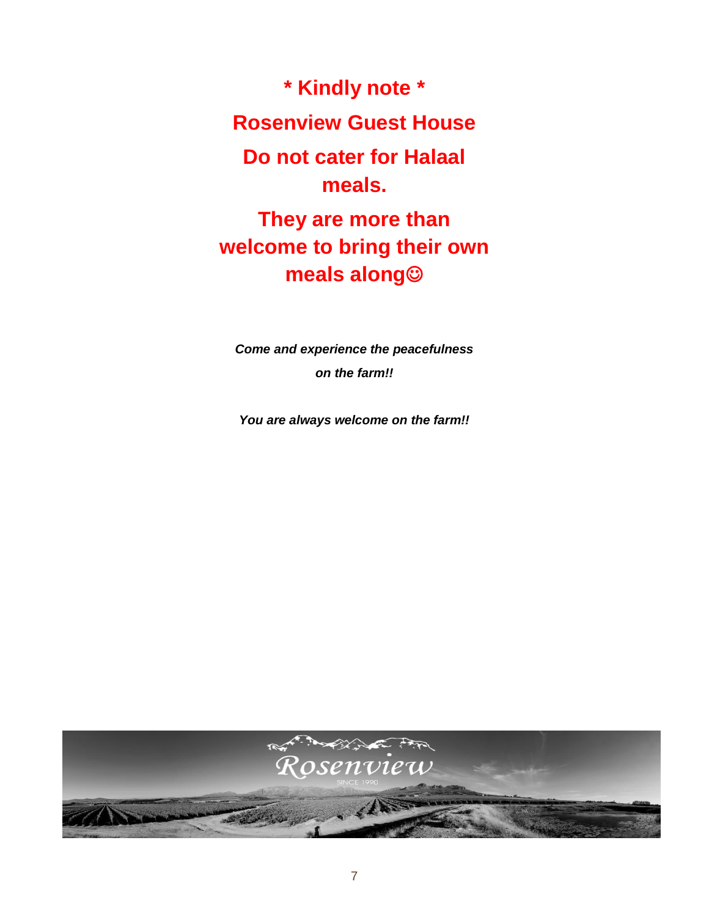**\* Kindly note \***

**Rosenview Guest House**

**Do not cater for Halaal meals.**

**They are more than welcome to bring their own meals along☺**

***Come and experience the peacefulness on the farm!!***

***You are always welcome on the farm!!***